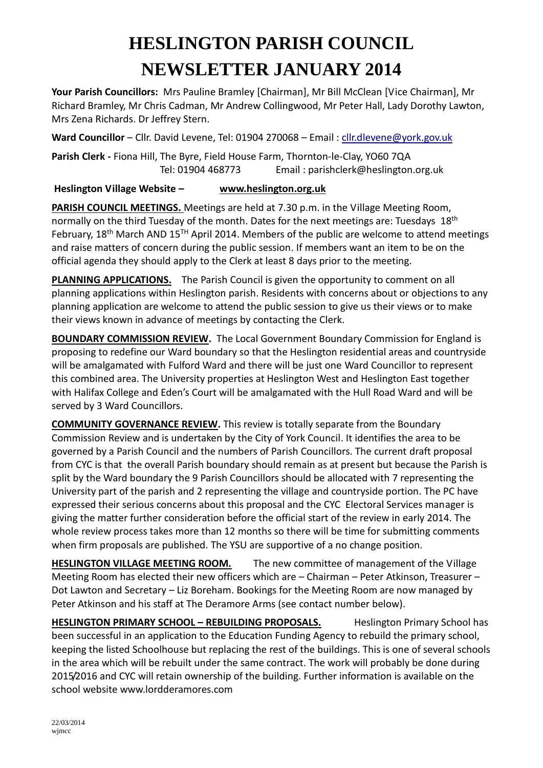# HESLINGTON PARISH COUNCIL
# NEWSLETTER JANUARY 2014

**Your Parish Councillors:** Mrs Pauline Bramley [Chairman], Mr Bill McClean [Vice Chairman], Mr Richard Bramley, Mr Chris Cadman, Mr Andrew Collingwood, Mr Peter Hall, Lady Dorothy Lawton, Mrs Zena Richards. Dr Jeffrey Stern.

**Ward Councillor** – Cllr. David Levene, Tel: 01904 270068 – Email : cllr.dlevene@york.gov.uk

**Parish Clerk -** Fiona Hill, The Byre, Field House Farm, Thornton-le-Clay, YO60 7QA
Tel: 01904 468773 Email : parishclerk@heslington.org.uk

**Heslington Village Website –** **www.heslington.org.uk**

**PARISH COUNCIL MEETINGS.** Meetings are held at 7.30 p.m. in the Village Meeting Room, normally on the third Tuesday of the month. Dates for the next meetings are: Tuesdays 18th February, 18th March AND 15TH April 2014. Members of the public are welcome to attend meetings and raise matters of concern during the public session. If members want an item to be on the official agenda they should apply to the Clerk at least 8 days prior to the meeting.

**PLANNING APPLICATIONS.** The Parish Council is given the opportunity to comment on all planning applications within Heslington parish. Residents with concerns about or objections to any planning application are welcome to attend the public session to give us their views or to make their views known in advance of meetings by contacting the Clerk.

**BOUNDARY COMMISSION REVIEW.** The Local Government Boundary Commission for England is proposing to redefine our Ward boundary so that the Heslington residential areas and countryside will be amalgamated with Fulford Ward and there will be just one Ward Councillor to represent this combined area. The University properties at Heslington West and Heslington East together with Halifax College and Eden's Court will be amalgamated with the Hull Road Ward and will be served by 3 Ward Councillors.

**COMMUNITY GOVERNANCE REVIEW.** This review is totally separate from the Boundary Commission Review and is undertaken by the City of York Council. It identifies the area to be governed by a Parish Council and the numbers of Parish Councillors. The current draft proposal from CYC is that the overall Parish boundary should remain as at present but because the Parish is split by the Ward boundary the 9 Parish Councillors should be allocated with 7 representing the University part of the parish and 2 representing the village and countryside portion. The PC have expressed their serious concerns about this proposal and the CYC Electoral Services manager is giving the matter further consideration before the official start of the review in early 2014. The whole review process takes more than 12 months so there will be time for submitting comments when firm proposals are published. The YSU are supportive of a no change position.

**HESLINGTON VILLAGE MEETING ROOM.** The new committee of management of the Village Meeting Room has elected their new officers which are – Chairman – Peter Atkinson, Treasurer – Dot Lawton and Secretary – Liz Boreham. Bookings for the Meeting Room are now managed by Peter Atkinson and his staff at The Deramore Arms (see contact number below).

**HESLINGTON PRIMARY SCHOOL – REBUILDING PROPOSALS.** Heslington Primary School has been successful in an application to the Education Funding Agency to rebuild the primary school, keeping the listed Schoolhouse but replacing the rest of the buildings. This is one of several schools in the area which will be rebuilt under the same contract. The work will probably be done during 2015/2016 and CYC will retain ownership of the building. Further information is available on the school website www.lordderamores.com

22/03/2014
wjmcc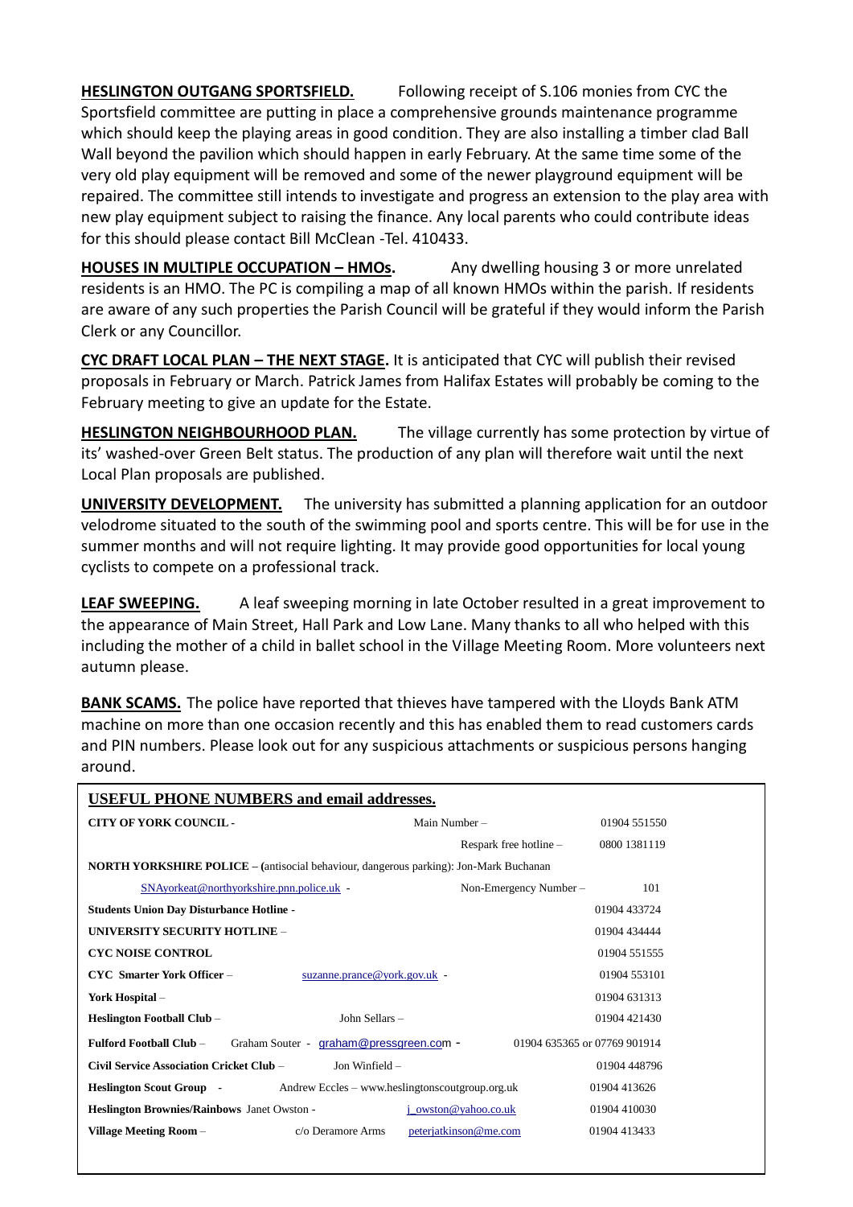**HESLINGTON OUTGANG SPORTSFIELD.** Following receipt of S.106 monies from CYC the Sportsfield committee are putting in place a comprehensive grounds maintenance programme which should keep the playing areas in good condition. They are also installing a timber clad Ball Wall beyond the pavilion which should happen in early February. At the same time some of the very old play equipment will be removed and some of the newer playground equipment will be repaired. The committee still intends to investigate and progress an extension to the play area with new play equipment subject to raising the finance. Any local parents who could contribute ideas for this should please contact Bill McClean -Tel. 410433.

**HOUSES IN MULTIPLE OCCUPATION – HMOs.** Any dwelling housing 3 or more unrelated residents is an HMO. The PC is compiling a map of all known HMOs within the parish. If residents are aware of any such properties the Parish Council will be grateful if they would inform the Parish Clerk or any Councillor.

**CYC DRAFT LOCAL PLAN – THE NEXT STAGE.** It is anticipated that CYC will publish their revised proposals in February or March. Patrick James from Halifax Estates will probably be coming to the February meeting to give an update for the Estate.

**HESLINGTON NEIGHBOURHOOD PLAN.** The village currently has some protection by virtue of its' washed-over Green Belt status. The production of any plan will therefore wait until the next Local Plan proposals are published.

**UNIVERSITY DEVELOPMENT.** The university has submitted a planning application for an outdoor velodrome situated to the south of the swimming pool and sports centre. This will be for use in the summer months and will not require lighting. It may provide good opportunities for local young cyclists to compete on a professional track.

**LEAF SWEEPING.** A leaf sweeping morning in late October resulted in a great improvement to the appearance of Main Street, Hall Park and Low Lane. Many thanks to all who helped with this including the mother of a child in ballet school in the Village Meeting Room. More volunteers next autumn please.

**BANK SCAMS.** The police have reported that thieves have tampered with the Lloyds Bank ATM machine on more than one occasion recently and this has enabled them to read customers cards and PIN numbers. Please look out for any suspicious attachments or suspicious persons hanging around.

**USEFUL PHONE NUMBERS and email addresses.**

| | | | |
|---|---|---|---|
| **CITY OF YORK COUNCIL** - | | Main Number – | 01904 551550 |
| | | Respark free hotline – | 0800 1381119 |
| **NORTH YORKSHIRE POLICE – (**antisocial behaviour, dangerous parking): Jon-Mark Buchanan | | | |
| SNAyorkeat@northyorkshire.pnn.police.uk - | | Non-Emergency Number – | 101 |
| **Students Union Day Disturbance Hotline** - | | | 01904 433724 |
| **UNIVERSITY SECURITY HOTLINE** – | | | 01904 434444 |
| **CYC NOISE CONTROL** | | | 01904 551555 |
| **CYC Smarter York Officer** – | suzanne.prance@york.gov.uk - | | 01904 553101 |
| **York Hospital** – | | | 01904 631313 |
| **Heslington Football Club** – | John Sellars – | | 01904 421430 |
| **Fulford Football Club** – | Graham Souter - graham@pressgreen.com - | | 01904 635365 or 07769 901914 |
| **Civil Service Association Cricket Club** – | Jon Winfield – | | 01904 448796 |
| **Heslington Scout Group** - | Andrew Eccles – www.heslingtonscoutgroup.org.uk | | 01904 413626 |
| **Heslington Brownies/Rainbows** Janet Owston - | | j_owston@yahoo.co.uk | 01904 410030 |
| **Village Meeting Room** – | c/o Deramore Arms | peterjatkinson@me.com | 01904 413433 |